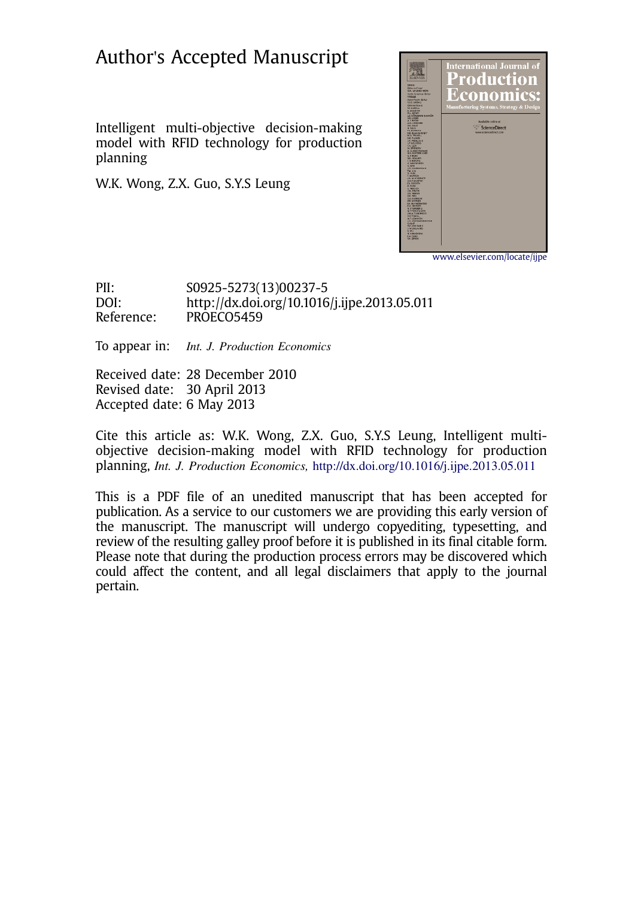# Author's Accepted Manuscript

Intelligent multi-objective decision-making model with RFID technology for production planning

W.K. Wong, Z.X. Guo, S.Y.S Leung

www.elsevier.com/locate/ijpe

PII: S0925-5273(13)00237-5
DOI: http://dx.doi.org/10.1016/j.ijpe.2013.05.011
Reference: PROECO5459

To appear in: *Int. J. Production Economics*

Received date: 28 December 2010
Revised date: 30 April 2013
Accepted date: 6 May 2013

Cite this article as: W.K. Wong, Z.X. Guo, S.Y.S Leung, Intelligent multi-objective decision-making model with RFID technology for production planning, *Int. J. Production Economics,* http://dx.doi.org/10.1016/j.ijpe.2013.05.011

This is a PDF file of an unedited manuscript that has been accepted for publication. As a service to our customers we are providing this early version of the manuscript. The manuscript will undergo copyediting, typesetting, and review of the resulting galley proof before it is published in its final citable form. Please note that during the production process errors may be discovered which could affect the content, and all legal disclaimers that apply to the journal pertain.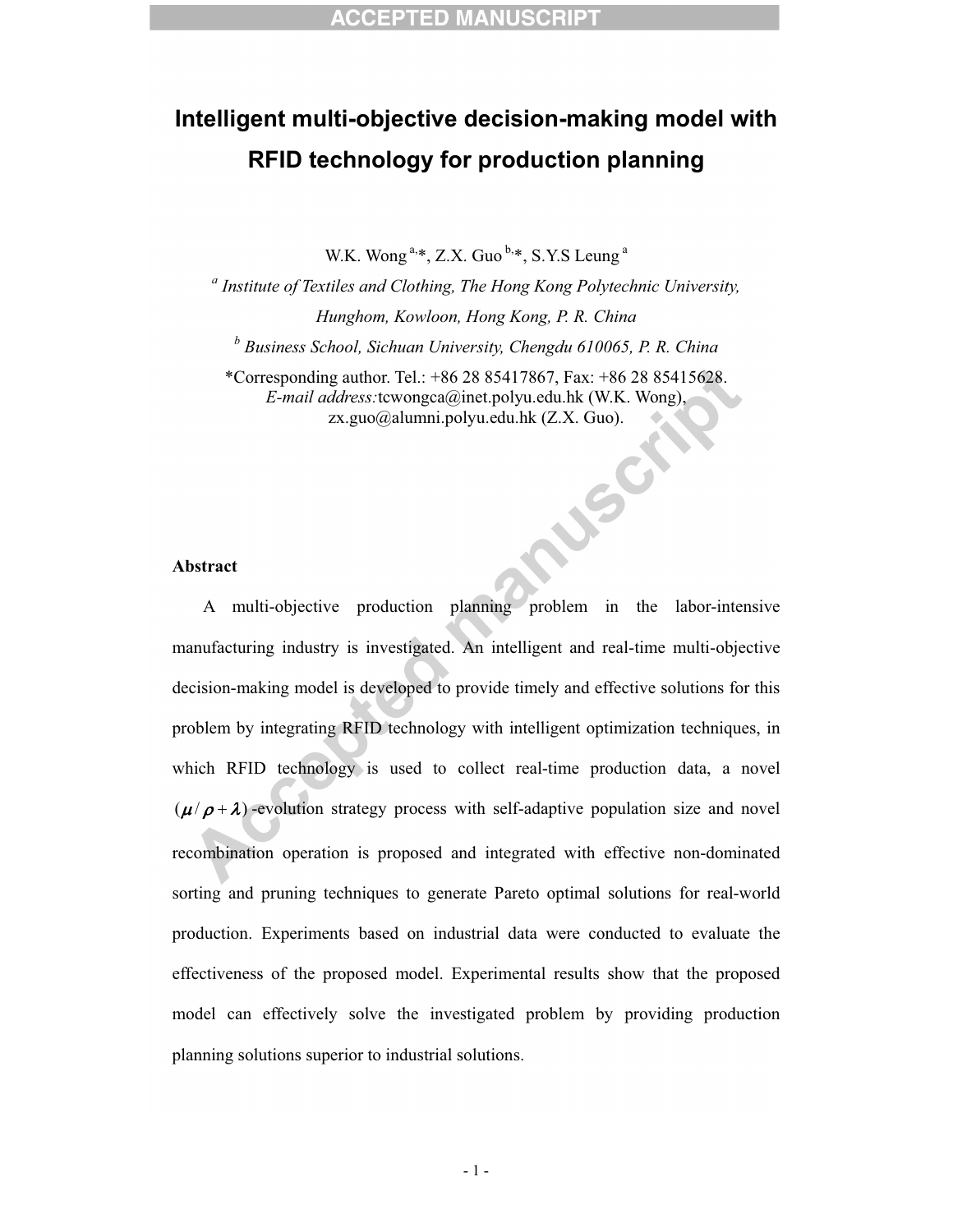# Intelligent multi-objective decision-making model with RFID technology for production planning

W.K. Wong [a,*], Z.X. Guo [b,*], S.Y.S Leung [a]

[a] *Institute of Textiles and Clothing, The Hong Kong Polytechnic University, Hunghom, Kowloon, Hong Kong, P. R. China*

[b] *Business School, Sichuan University, Chengdu 610065, P. R. China*

*Corresponding author. Tel.: +86 28 85417867, Fax: +86 28 85415628.
*E-mail address:* tcwongca@inet.polyu.edu.hk (W.K. Wong), zx.guo@alumni.polyu.edu.hk (Z.X. Guo).

## Abstract

A multi-objective production planning problem in the labor-intensive manufacturing industry is investigated. An intelligent and real-time multi-objective decision-making model is developed to provide timely and effective solutions for this problem by integrating RFID technology with intelligent optimization techniques, in which RFID technology is used to collect real-time production data, a novel $(\mu / \rho + \lambda)$-evolution strategy process with self-adaptive population size and novel recombination operation is proposed and integrated with effective non-dominated sorting and pruning techniques to generate Pareto optimal solutions for real-world production. Experiments based on industrial data were conducted to evaluate the effectiveness of the proposed model. Experimental results show that the proposed model can effectively solve the investigated problem by providing production planning solutions superior to industrial solutions.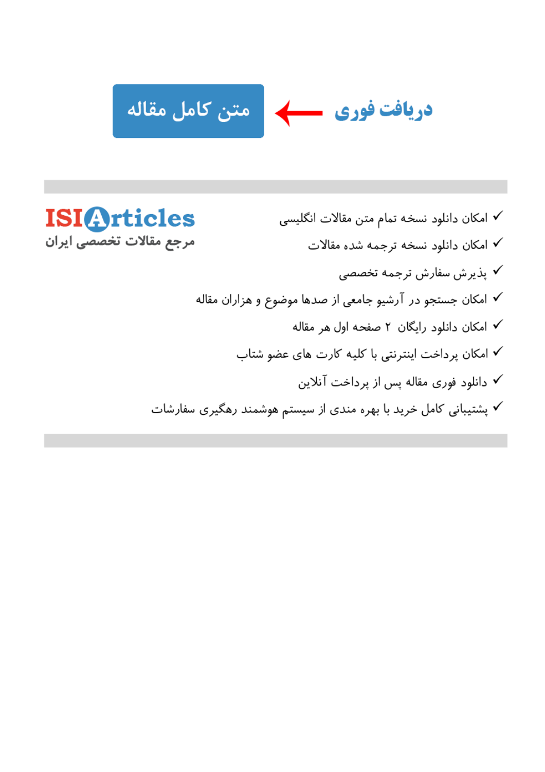دریافت فوری ← **متن کامل مقاله**

**ISIArticles**
مرجع مقالات تخصصی ایران

- ✓ امکان دانلود نسخه تمام متن مقالات انگلیسی
- ✓ امکان دانلود نسخه ترجمه شده مقالات
- ✓ پذیرش سفارش ترجمه تخصصی
- ✓ امکان جستجو در آرشیو جامعی از صدها موضوع و هزاران مقاله
- ✓ امکان دانلود رایگان ۲ صفحه اول هر مقاله
- ✓ امکان پرداخت اینترنتی با کلیه کارت های عضو شتاب
- ✓ دانلود فوری مقاله پس از پرداخت آنلاین
- ✓ پشتیبانی کامل خرید با بهره مندی از سیستم هوشمند رهگیری سفارشات